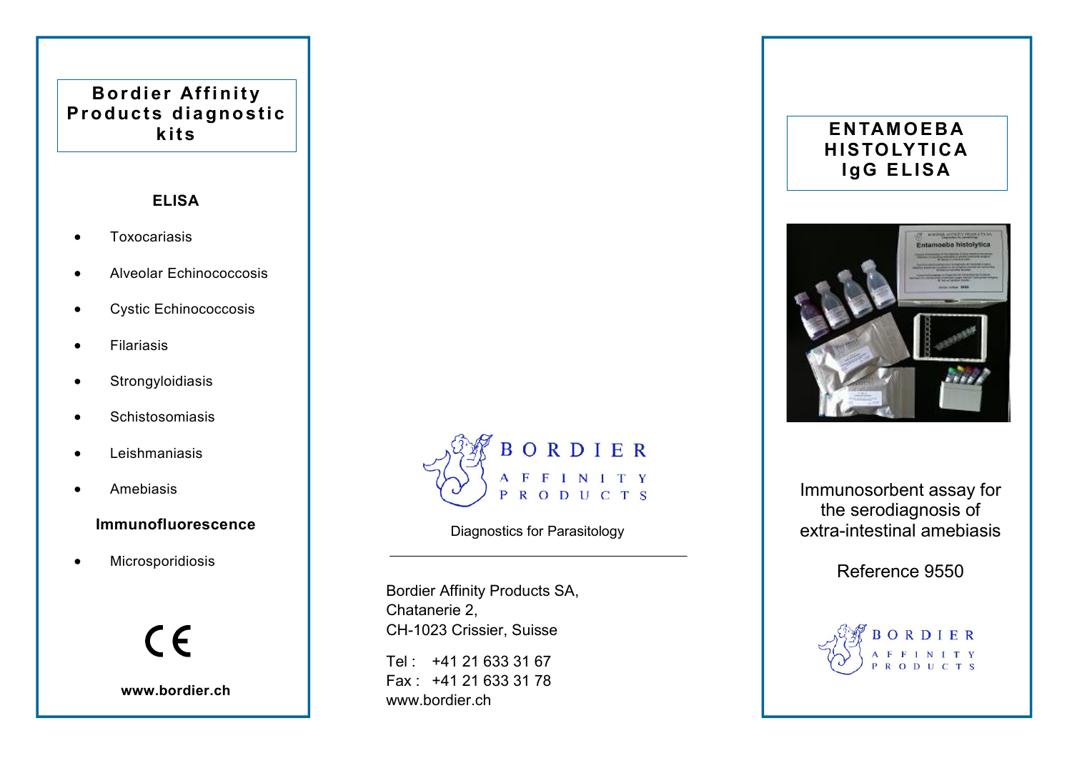# Bordier Affinity Products diagnostic kits

### ELISA

- Toxocariasis
- Alveolar Echinococcosis
- Cystic Echinococcosis
- Filariasis
- Strongyloidiasis
- Schistosomiasis
- Leishmaniasis
- Amebiasis

### Immunofluorescence

- Microsporidiosis

CE

**www.bordier.ch**

BORDIER AFFINITY PRODUCTS

Diagnostics for Parasitology

---

Bordier Affinity Products SA,
Chatanerie 2,
CH-1023 Crissier, Suisse

Tel : +41 21 633 31 67
Fax : +41 21 633 31 78
www.bordier.ch

# ENTAMOEBA HISTOLYTICA IgG ELISA

Immunosorbent assay for the serodiagnosis of extra-intestinal amebiasis

Reference 9550

BORDIER AFFINITY PRODUCTS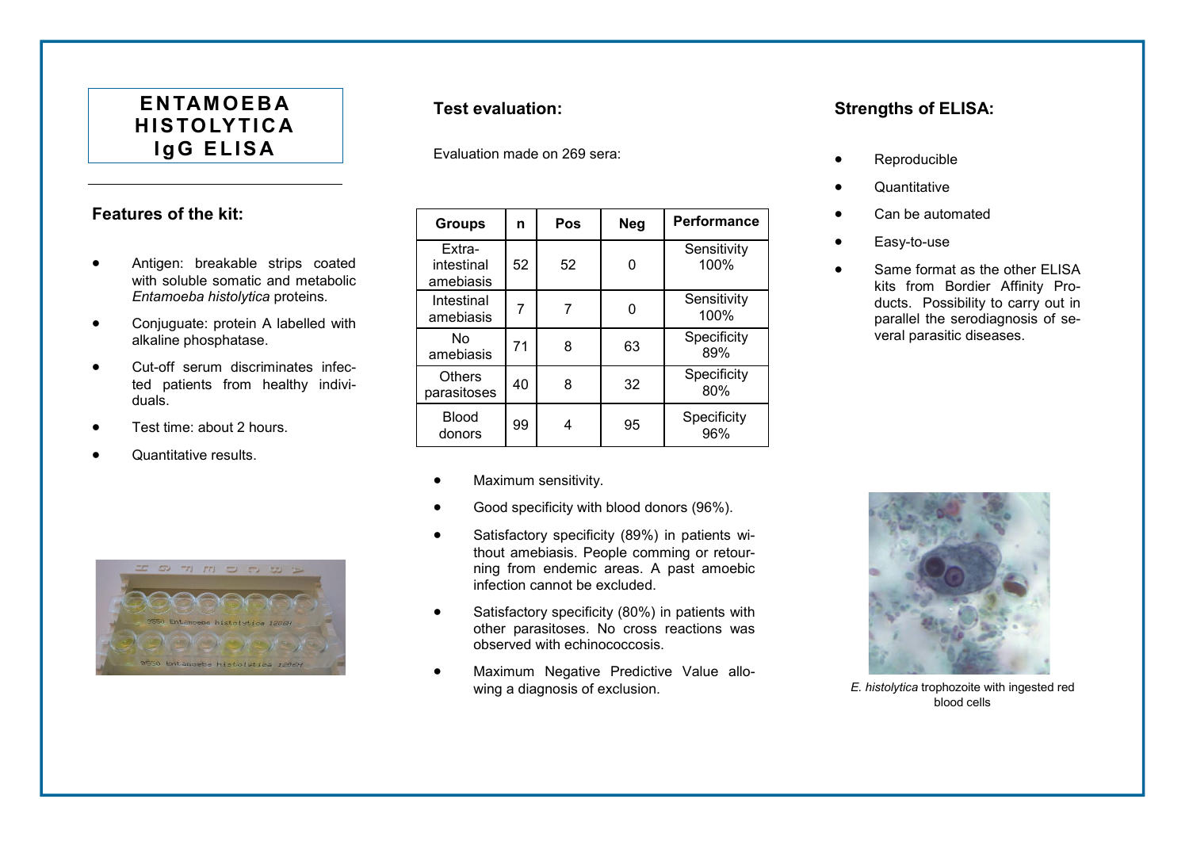# ENTAMOEBA HISTOLYTICA IgG ELISA

## Features of the kit:

- Antigen: breakable strips coated with soluble somatic and metabolic *Entamoeba histolytica* proteins.
- Conjuguate: protein A labelled with alkaline phosphatase.
- Cut-off serum discriminates infected patients from healthy individuals.
- Test time: about 2 hours.
- Quantitative results.

## Test evaluation:

Evaluation made on 269 sera:

| Groups | n | Pos | Neg | Performance |
|---|---|---|---|---|
| Extra-intestinal amebiasis | 52 | 52 | 0 | Sensitivity 100% |
| Intestinal amebiasis | 7 | 7 | 0 | Sensitivity 100% |
| No amebiasis | 71 | 8 | 63 | Specificity 89% |
| Others parasitoses | 40 | 8 | 32 | Specificity 80% |
| Blood donors | 99 | 4 | 95 | Specificity 96% |

- Maximum sensitivity.
- Good specificity with blood donors (96%).
- Satisfactory specificity (89%) in patients without amebiasis. People comming or retourning from endemic areas. A past amoebic infection cannot be excluded.
- Satisfactory specificity (80%) in patients with other parasitoses. No cross reactions was observed with echinococcosis.
- Maximum Negative Predictive Value allowing a diagnosis of exclusion.

## Strengths of ELISA:

- Reproducible
- Quantitative
- Can be automated
- Easy-to-use
- Same format as the other ELISA kits from Bordier Affinity Products. Possibility to carry out in parallel the serodiagnosis of several parasitic diseases.

*E. histolytica* trophozoite with ingested red blood cells